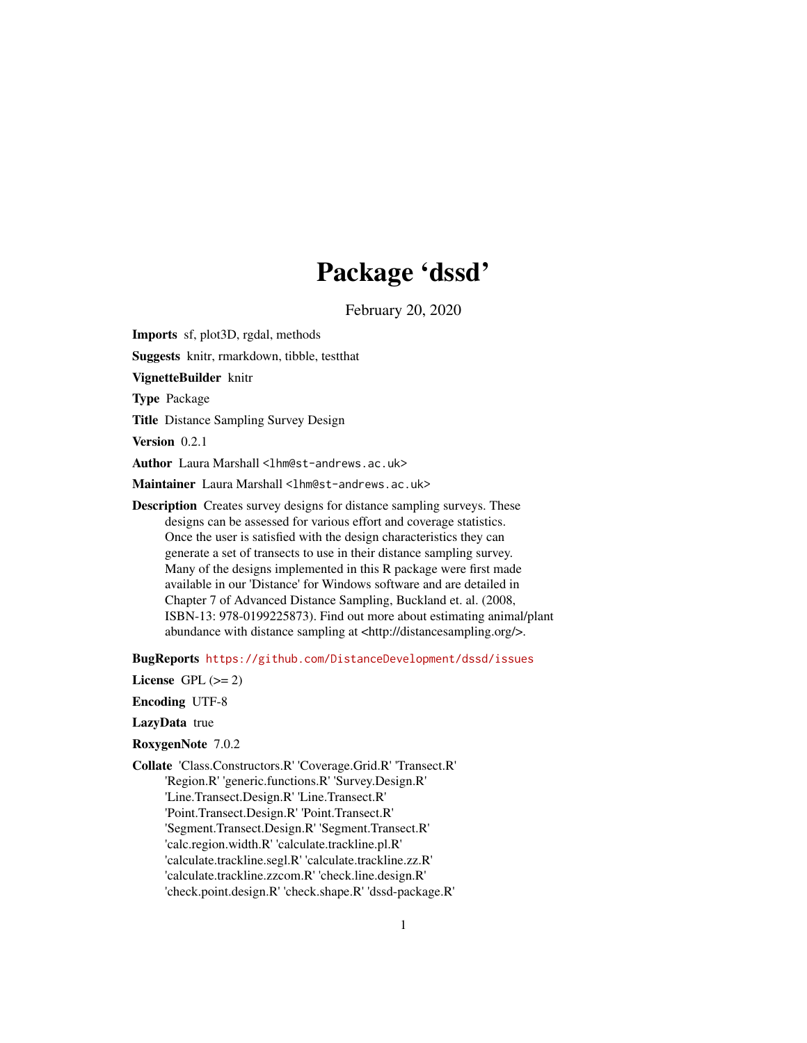# Package 'dssd'

February 20, 2020

**Imports** sf, plot3D, rgdal, methods

**Suggests** knitr, rmarkdown, tibble, testthat

**VignetteBuilder** knitr

**Type** Package

**Title** Distance Sampling Survey Design

**Version** 0.2.1

**Author** Laura Marshall <lhm@st-andrews.ac.uk>

**Maintainer** Laura Marshall <lhm@st-andrews.ac.uk>

**Description** Creates survey designs for distance sampling surveys. These designs can be assessed for various effort and coverage statistics. Once the user is satisfied with the design characteristics they can generate a set of transects to use in their distance sampling survey. Many of the designs implemented in this R package were first made available in our 'Distance' for Windows software and are detailed in Chapter 7 of Advanced Distance Sampling, Buckland et. al. (2008, ISBN-13: 978-0199225873). Find out more about estimating animal/plant abundance with distance sampling at <http://distancesampling.org/>.

**BugReports** https://github.com/DistanceDevelopment/dssd/issues

**License** GPL (>= 2)

**Encoding** UTF-8

**LazyData** true

**RoxygenNote** 7.0.2

**Collate** 'Class.Constructors.R' 'Coverage.Grid.R' 'Transect.R' 'Region.R' 'generic.functions.R' 'Survey.Design.R' 'Line.Transect.Design.R' 'Line.Transect.R' 'Point.Transect.Design.R' 'Point.Transect.R' 'Segment.Transect.Design.R' 'Segment.Transect.R' 'calc.region.width.R' 'calculate.trackline.pl.R' 'calculate.trackline.segl.R' 'calculate.trackline.zz.R' 'calculate.trackline.zzcom.R' 'check.line.design.R' 'check.point.design.R' 'check.shape.R' 'dssd-package.R'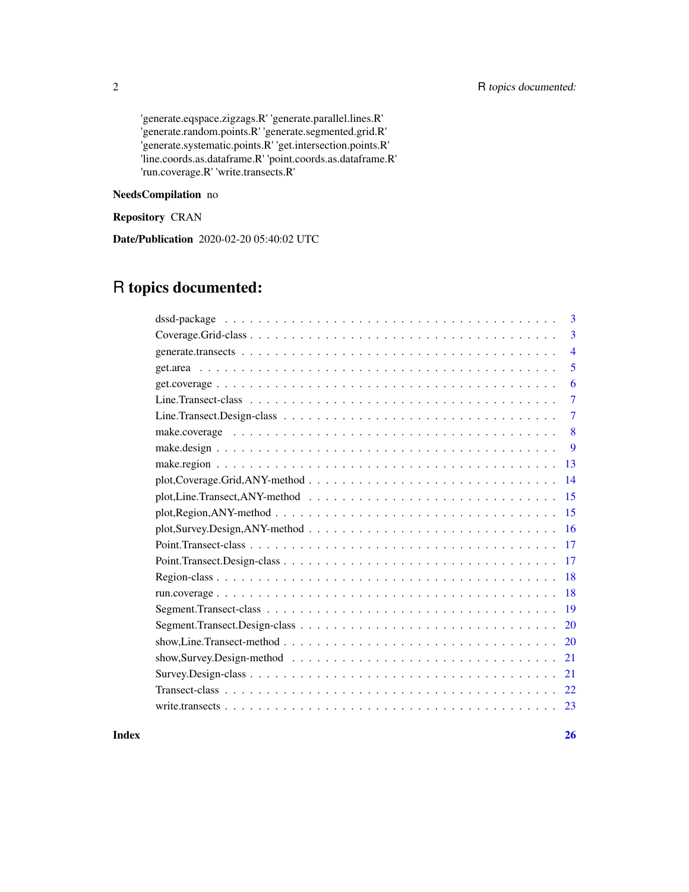'generate.eqspace.zigzags.R' 'generate.parallel.lines.R' 'generate.random.points.R' 'generate.segmented.grid.R' 'generate.systematic.points.R' 'get.intersection.points.R' 'line.coords.as.dataframe.R' 'point.coords.as.dataframe.R' 'run.coverage.R' 'write.transects.R'

**NeedsCompilation** no

**Repository** CRAN

**Date/Publication** 2020-02-20 05:40:02 UTC

# R topics documented:

| | |
|---|---|
| dssd-package | 3 |
| Coverage.Grid-class | 3 |
| generate.transects | 4 |
| get.area | 5 |
| get.coverage | 6 |
| Line.Transect-class | 7 |
| Line.Transect.Design-class | 7 |
| make.coverage | 8 |
| make.design | 9 |
| make.region | 13 |
| plot,Coverage.Grid,ANY-method | 14 |
| plot,Line.Transect,ANY-method | 15 |
| plot,Region,ANY-method | 15 |
| plot,Survey.Design,ANY-method | 16 |
| Point.Transect-class | 17 |
| Point.Transect.Design-class | 17 |
| Region-class | 18 |
| run.coverage | 18 |
| Segment.Transect-class | 19 |
| Segment.Transect.Design-class | 20 |
| show,Line.Transect-method | 20 |
| show,Survey.Design-method | 21 |
| Survey.Design-class | 21 |
| Transect-class | 22 |
| write.transects | 23 |

**Index** **26**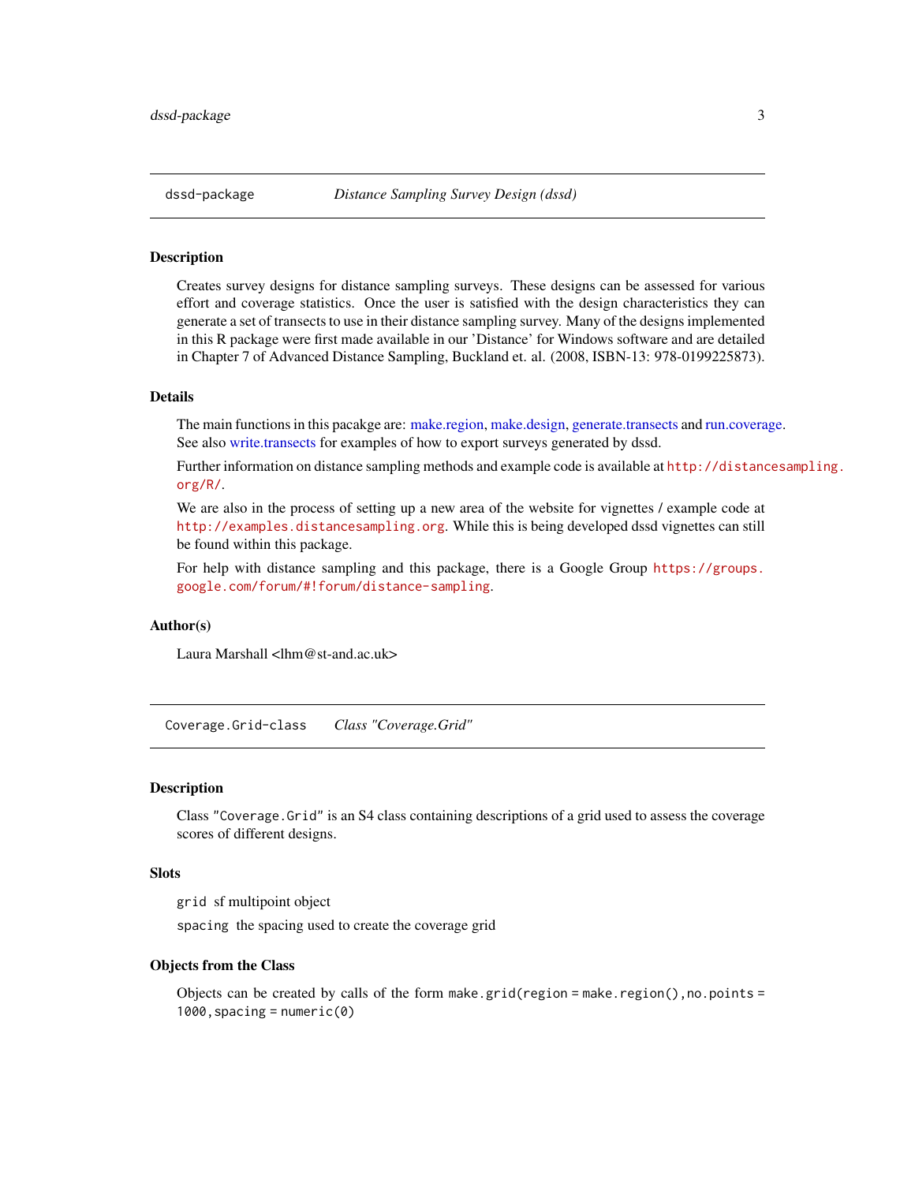## dssd-package    *Distance Sampling Survey Design (dssd)*

### Description

Creates survey designs for distance sampling surveys. These designs can be assessed for various effort and coverage statistics. Once the user is satisfied with the design characteristics they can generate a set of transects to use in their distance sampling survey. Many of the designs implemented in this R package were first made available in our 'Distance' for Windows software and are detailed in Chapter 7 of Advanced Distance Sampling, Buckland et. al. (2008, ISBN-13: 978-0199225873).

### Details

The main functions in this pacakge are: make.region, make.design, generate.transects and run.coverage. See also write.transects for examples of how to export surveys generated by dssd.

Further information on distance sampling methods and example code is available at `http://distancesampling.org/R/`.

We are also in the process of setting up a new area of the website for vignettes / example code at `http://examples.distancesampling.org`. While this is being developed dssd vignettes can still be found within this package.

For help with distance sampling and this package, there is a Google Group `https://groups.google.com/forum/#!forum/distance-sampling`.

### Author(s)

Laura Marshall <lhm@st-and.ac.uk>

## Coverage.Grid-class    *Class "Coverage.Grid"*

### Description

Class "`Coverage.Grid`" is an S4 class containing descriptions of a grid used to assess the coverage scores of different designs.

### Slots

`grid` sf multipoint object

`spacing` the spacing used to create the coverage grid

### Objects from the Class

Objects can be created by calls of the form `make.grid(region = make.region(),no.points = 1000,spacing = numeric(0)`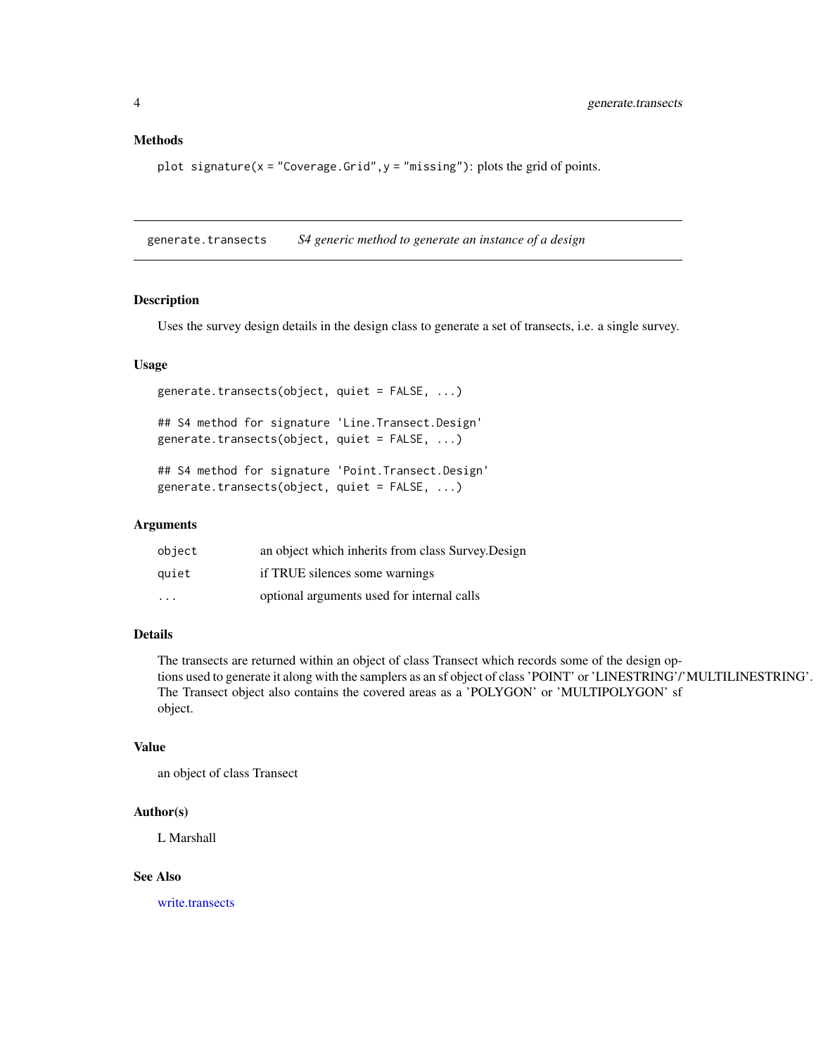### Methods

`plot signature(x = "Coverage.Grid", y = "missing")`: plots the grid of points.

---

## generate.transects — *S4 generic method to generate an instance of a design*

---

### Description

Uses the survey design details in the design class to generate a set of transects, i.e. a single survey.

### Usage

```
generate.transects(object, quiet = FALSE, ...)

## S4 method for signature 'Line.Transect.Design'
generate.transects(object, quiet = FALSE, ...)

## S4 method for signature 'Point.Transect.Design'
generate.transects(object, quiet = FALSE, ...)
```

### Arguments

| | |
|---|---|
| `object` | an object which inherits from class Survey.Design |
| `quiet` | if TRUE silences some warnings |
| `...` | optional arguments used for internal calls |

### Details

The transects are returned within an object of class Transect which records some of the design options used to generate it along with the samplers as an sf object of class 'POINT' or 'LINESTRING'/'MULTILINESTRING'. The Transect object also contains the covered areas as a 'POLYGON' or 'MULTIPOLYGON' sf object.

### Value

an object of class Transect

### Author(s)

L Marshall

### See Also

write.transects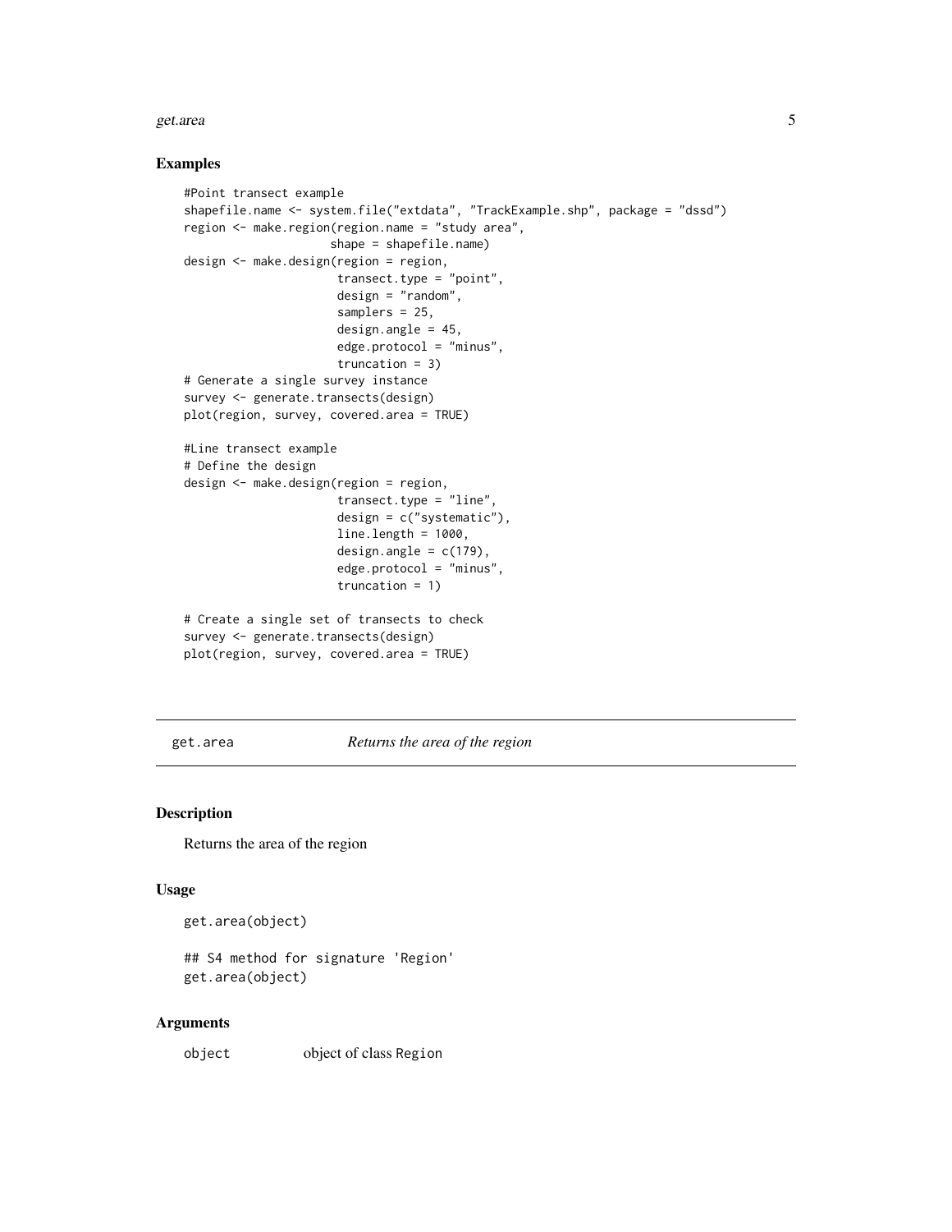### Examples

```
#Point transect example
shapefile.name <- system.file("extdata", "TrackExample.shp", package = "dssd")
region <- make.region(region.name = "study area",
                     shape = shapefile.name)
design <- make.design(region = region,
                      transect.type = "point",
                      design = "random",
                      samplers = 25,
                      design.angle = 45,
                      edge.protocol = "minus",
                      truncation = 3)
# Generate a single survey instance
survey <- generate.transects(design)
plot(region, survey, covered.area = TRUE)

#Line transect example
# Define the design
design <- make.design(region = region,
                      transect.type = "line",
                      design = c("systematic"),
                      line.length = 1000,
                      design.angle = c(179),
                      edge.protocol = "minus",
                      truncation = 1)

# Create a single set of transects to check
survey <- generate.transects(design)
plot(region, survey, covered.area = TRUE)
```

---

## get.area *Returns the area of the region*

---

### Description

Returns the area of the region

### Usage

```
get.area(object)

## S4 method for signature 'Region'
get.area(object)
```

### Arguments

| | |
|---|---|
| `object` | object of class `Region` |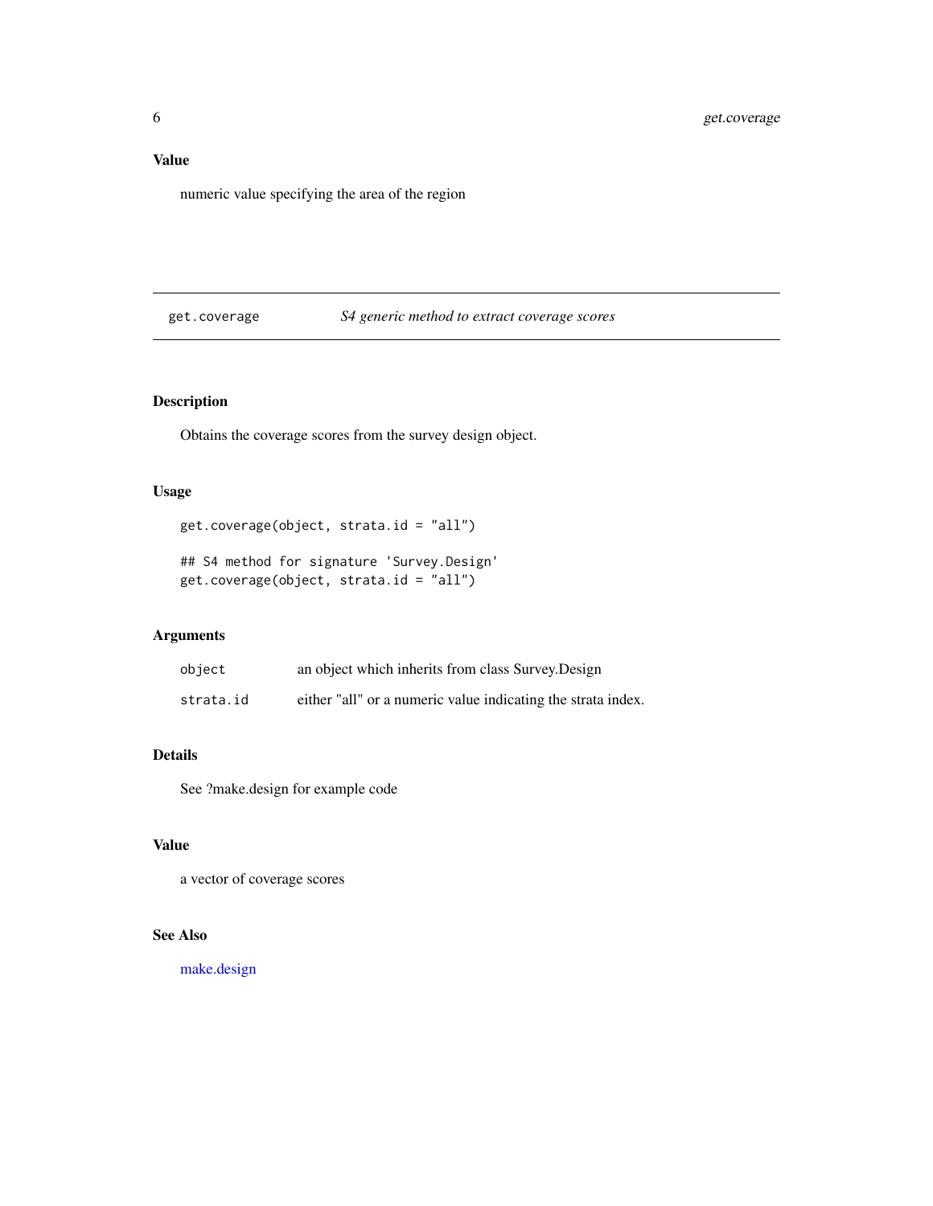### Value

numeric value specifying the area of the region

---

## get.coverage — *S4 generic method to extract coverage scores*

---

### Description

Obtains the coverage scores from the survey design object.

### Usage

```
get.coverage(object, strata.id = "all")

## S4 method for signature 'Survey.Design'
get.coverage(object, strata.id = "all")
```

### Arguments

| | |
|---|---|
| `object` | an object which inherits from class Survey.Design |
| `strata.id` | either "all" or a numeric value indicating the strata index. |

### Details

See ?make.design for example code

### Value

a vector of coverage scores

### See Also

make.design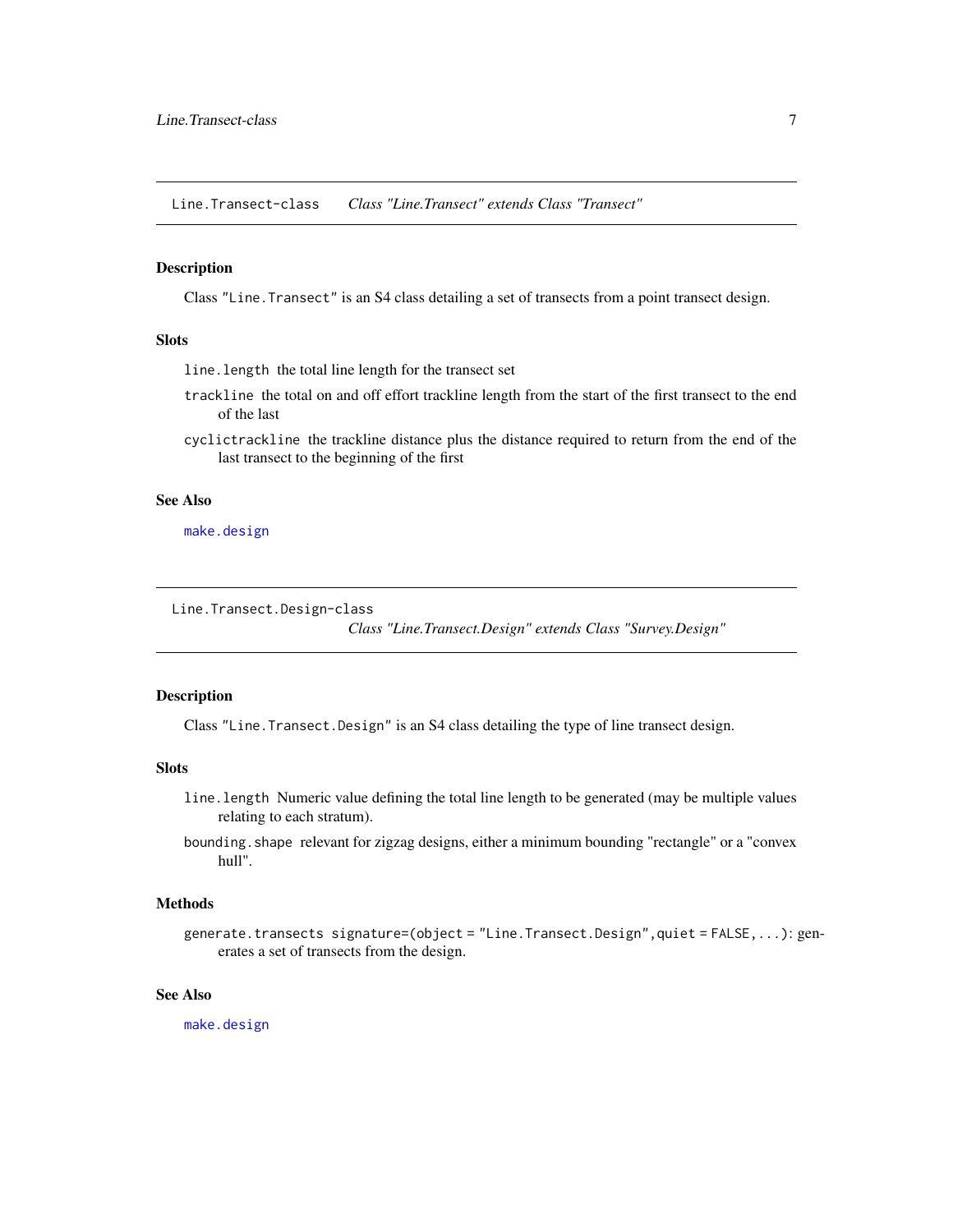## Line.Transect-class — *Class "Line.Transect" extends Class "Transect"*

### Description

Class "`Line.Transect`" is an S4 class detailing a set of transects from a point transect design.

### Slots

`line.length` the total line length for the transect set

`trackline` the total on and off effort trackline length from the start of the first transect to the end of the last

`cyclictrackline` the trackline distance plus the distance required to return from the end of the last transect to the beginning of the first

### See Also

`make.design`

## Line.Transect.Design-class — *Class "Line.Transect.Design" extends Class "Survey.Design"*

### Description

Class "`Line.Transect.Design`" is an S4 class detailing the type of line transect design.

### Slots

`line.length` Numeric value defining the total line length to be generated (may be multiple values relating to each stratum).

`bounding.shape` relevant for zigzag designs, either a minimum bounding "rectangle" or a "convex hull".

### Methods

`generate.transects signature=(object = "Line.Transect.Design",quiet = FALSE,...)`: generates a set of transects from the design.

### See Also

`make.design`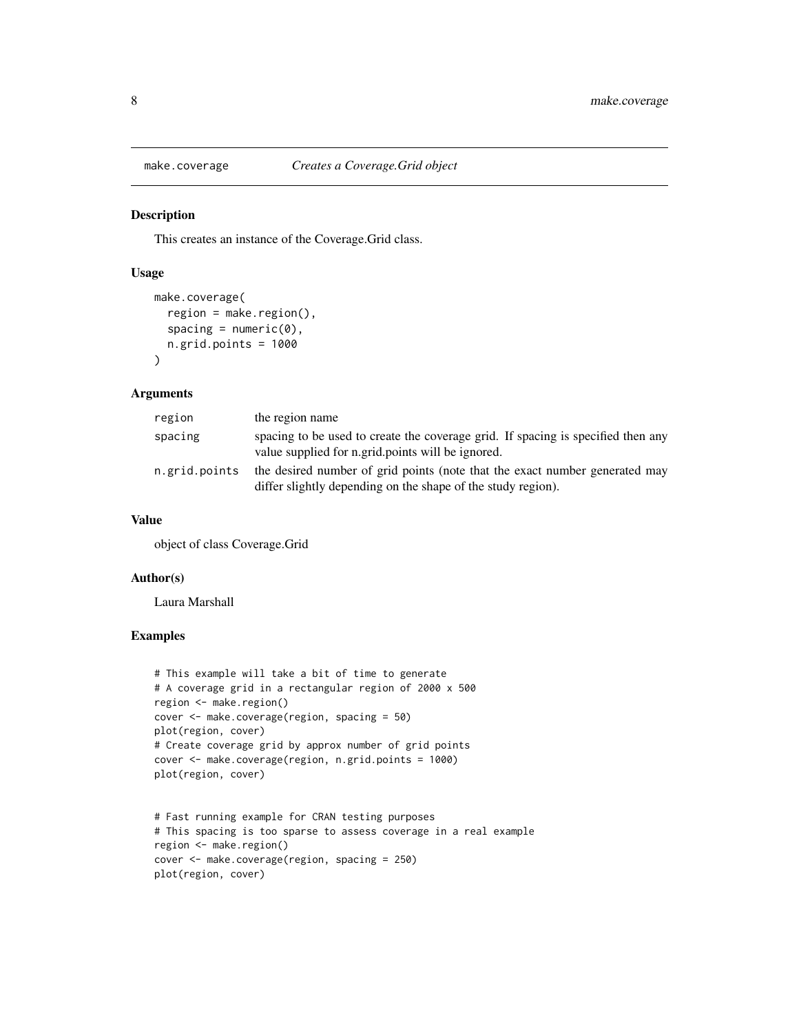# make.coverage — *Creates a Coverage.Grid object*

## Description

This creates an instance of the Coverage.Grid class.

## Usage

```
make.coverage(
  region = make.region(),
  spacing = numeric(0),
  n.grid.points = 1000
)
```

## Arguments

| | |
|---|---|
| region | the region name |
| spacing | spacing to be used to create the coverage grid. If spacing is specified then any value supplied for n.grid.points will be ignored. |
| n.grid.points | the desired number of grid points (note that the exact number generated may differ slightly depending on the shape of the study region). |

## Value

object of class Coverage.Grid

## Author(s)

Laura Marshall

## Examples

```
# This example will take a bit of time to generate
# A coverage grid in a rectangular region of 2000 x 500
region <- make.region()
cover <- make.coverage(region, spacing = 50)
plot(region, cover)
# Create coverage grid by approx number of grid points
cover <- make.coverage(region, n.grid.points = 1000)
plot(region, cover)


# Fast running example for CRAN testing purposes
# This spacing is too sparse to assess coverage in a real example
region <- make.region()
cover <- make.coverage(region, spacing = 250)
plot(region, cover)
```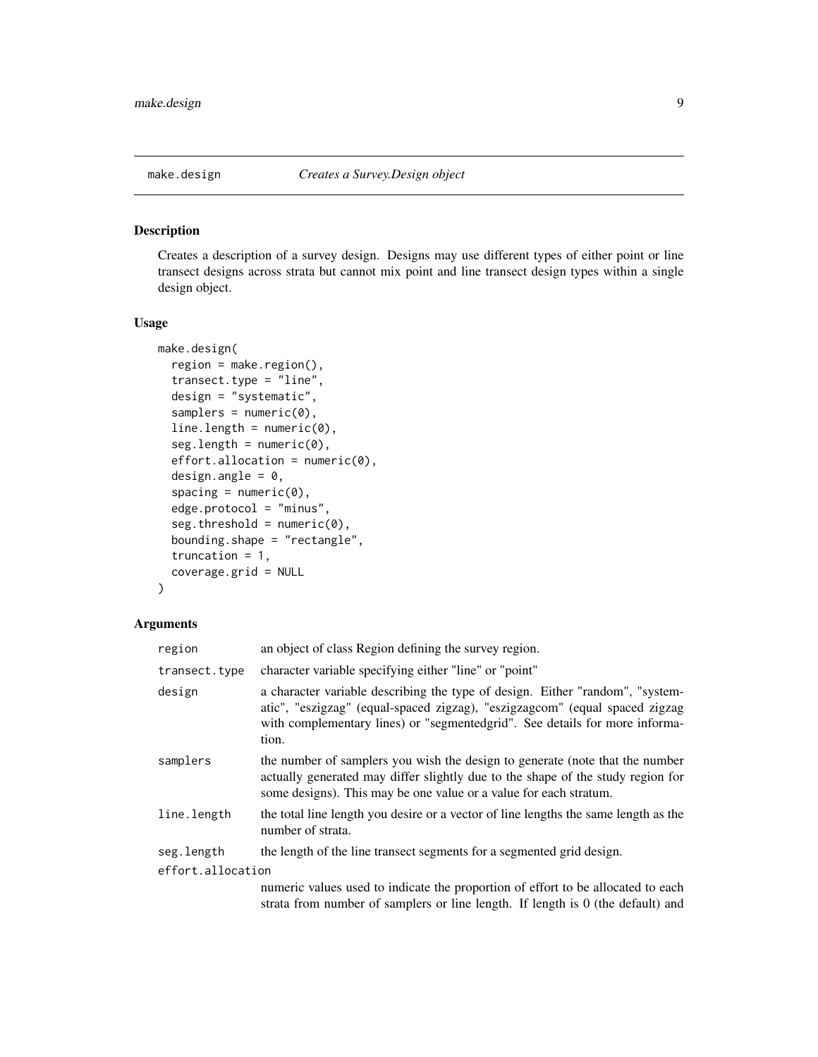## make.design *Creates a Survey.Design object*

### Description

Creates a description of a survey design. Designs may use different types of either point or line transect designs across strata but cannot mix point and line transect design types within a single design object.

### Usage

```
make.design(
  region = make.region(),
  transect.type = "line",
  design = "systematic",
  samplers = numeric(0),
  line.length = numeric(0),
  seg.length = numeric(0),
  effort.allocation = numeric(0),
  design.angle = 0,
  spacing = numeric(0),
  edge.protocol = "minus",
  seg.threshold = numeric(0),
  bounding.shape = "rectangle",
  truncation = 1,
  coverage.grid = NULL
)
```

### Arguments

| | |
|---|---|
| region | an object of class Region defining the survey region. |
| transect.type | character variable specifying either "line" or "point" |
| design | a character variable describing the type of design. Either "random", "systematic", "eszigzag" (equal-spaced zigzag), "eszigzagcom" (equal spaced zigzag with complementary lines) or "segmentedgrid". See details for more information. |
| samplers | the number of samplers you wish the design to generate (note that the number actually generated may differ slightly due to the shape of the study region for some designs). This may be one value or a value for each stratum. |
| line.length | the total line length you desire or a vector of line lengths the same length as the number of strata. |
| seg.length | the length of the line transect segments for a segmented grid design. |
| effort.allocation | numeric values used to indicate the proportion of effort to be allocated to each strata from number of samplers or line length. If length is 0 (the default) and |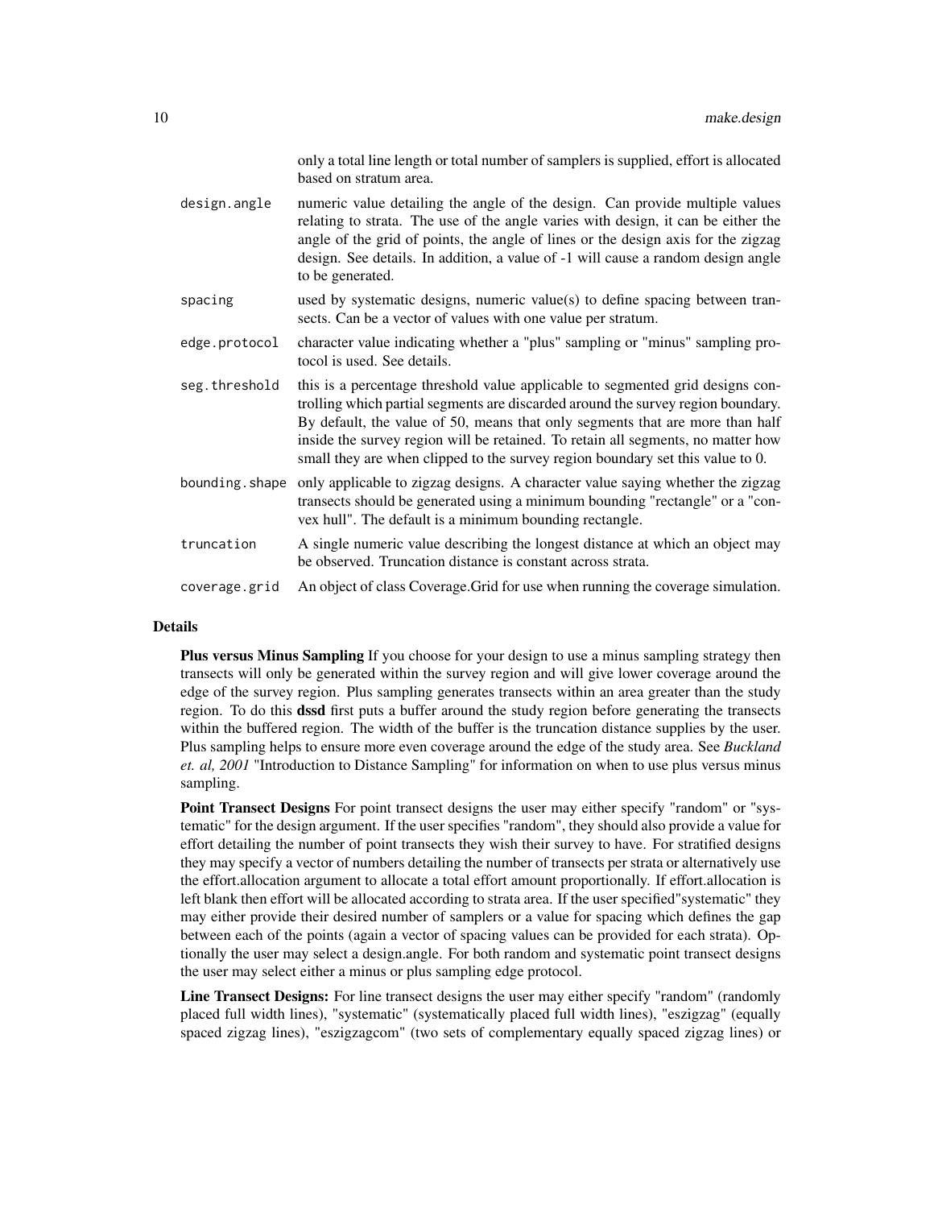only a total line length or total number of samplers is supplied, effort is allocated based on stratum area.

| | |
|---|---|
| `design.angle` | numeric value detailing the angle of the design. Can provide multiple values relating to strata. The use of the angle varies with design, it can be either the angle of the grid of points, the angle of lines or the design axis for the zigzag design. See details. In addition, a value of -1 will cause a random design angle to be generated. |
| `spacing` | used by systematic designs, numeric value(s) to define spacing between transects. Can be a vector of values with one value per stratum. |
| `edge.protocol` | character value indicating whether a "plus" sampling or "minus" sampling protocol is used. See details. |
| `seg.threshold` | this is a percentage threshold value applicable to segmented grid designs controlling which partial segments are discarded around the survey region boundary. By default, the value of 50, means that only segments that are more than half inside the survey region will be retained. To retain all segments, no matter how small they are when clipped to the survey region boundary set this value to 0. |
| `bounding.shape` | only applicable to zigzag designs. A character value saying whether the zigzag transects should be generated using a minimum bounding "rectangle" or a "convex hull". The default is a minimum bounding rectangle. |
| `truncation` | A single numeric value describing the longest distance at which an object may be observed. Truncation distance is constant across strata. |
| `coverage.grid` | An object of class Coverage.Grid for use when running the coverage simulation. |

## Details

**Plus versus Minus Sampling** If you choose for your design to use a minus sampling strategy then transects will only be generated within the survey region and will give lower coverage around the edge of the survey region. Plus sampling generates transects within an area greater than the study region. To do this **dssd** first puts a buffer around the study region before generating the transects within the buffered region. The width of the buffer is the truncation distance supplies by the user. Plus sampling helps to ensure more even coverage around the edge of the study area. See *Buckland et. al, 2001* "Introduction to Distance Sampling" for information on when to use plus versus minus sampling.

**Point Transect Designs** For point transect designs the user may either specify "random" or "systematic" for the design argument. If the user specifies "random", they should also provide a value for effort detailing the number of point transects they wish their survey to have. For stratified designs they may specify a vector of numbers detailing the number of transects per strata or alternatively use the effort.allocation argument to allocate a total effort amount proportionally. If effort.allocation is left blank then effort will be allocated according to strata area. If the user specified"systematic" they may either provide their desired number of samplers or a value for spacing which defines the gap between each of the points (again a vector of spacing values can be provided for each strata). Optionally the user may select a design.angle. For both random and systematic point transect designs the user may select either a minus or plus sampling edge protocol.

**Line Transect Designs:** For line transect designs the user may either specify "random" (randomly placed full width lines), "systematic" (systematically placed full width lines), "eszigzag" (equally spaced zigzag lines), "eszigzagcom" (two sets of complementary equally spaced zigzag lines) or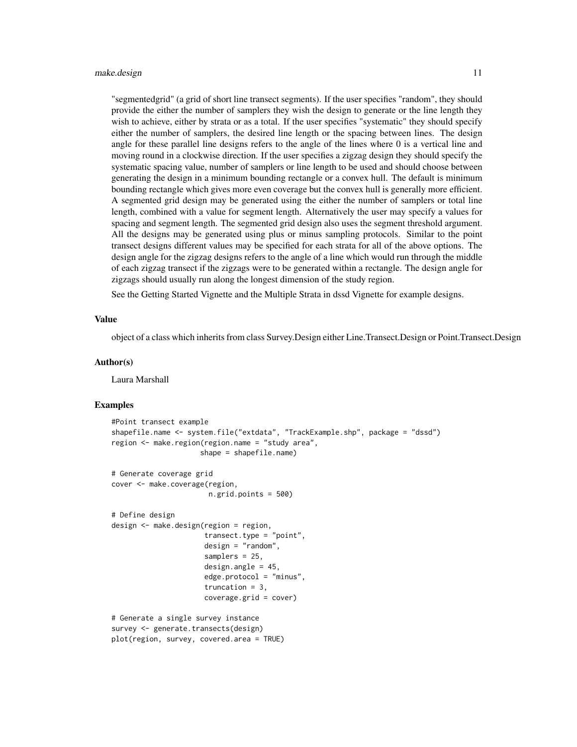"segmentedgrid" (a grid of short line transect segments). If the user specifies "random", they should provide the either the number of samplers they wish the design to generate or the line length they wish to achieve, either by strata or as a total. If the user specifies "systematic" they should specify either the number of samplers, the desired line length or the spacing between lines. The design angle for these parallel line designs refers to the angle of the lines where 0 is a vertical line and moving round in a clockwise direction. If the user specifies a zigzag design they should specify the systematic spacing value, number of samplers or line length to be used and should choose between generating the design in a minimum bounding rectangle or a convex hull. The default is minimum bounding rectangle which gives more even coverage but the convex hull is generally more efficient. A segmented grid design may be generated using the either the number of samplers or total line length, combined with a value for segment length. Alternatively the user may specify a values for spacing and segment length. The segmented grid design also uses the segment threshold argument. All the designs may be generated using plus or minus sampling protocols. Similar to the point transect designs different values may be specified for each strata for all of the above options. The design angle for the zigzag designs refers to the angle of a line which would run through the middle of each zigzag transect if the zigzags were to be generated within a rectangle. The design angle for zigzags should usually run along the longest dimension of the study region.

See the Getting Started Vignette and the Multiple Strata in dssd Vignette for example designs.

## Value

object of a class which inherits from class Survey.Design either Line.Transect.Design or Point.Transect.Design

## Author(s)

Laura Marshall

## Examples

```
#Point transect example
shapefile.name <- system.file("extdata", "TrackExample.shp", package = "dssd")
region <- make.region(region.name = "study area",
                      shape = shapefile.name)

# Generate coverage grid
cover <- make.coverage(region,
                        n.grid.points = 500)

# Define design
design <- make.design(region = region,
                       transect.type = "point",
                       design = "random",
                       samplers = 25,
                       design.angle = 45,
                       edge.protocol = "minus",
                       truncation = 3,
                       coverage.grid = cover)

# Generate a single survey instance
survey <- generate.transects(design)
plot(region, survey, covered.area = TRUE)
```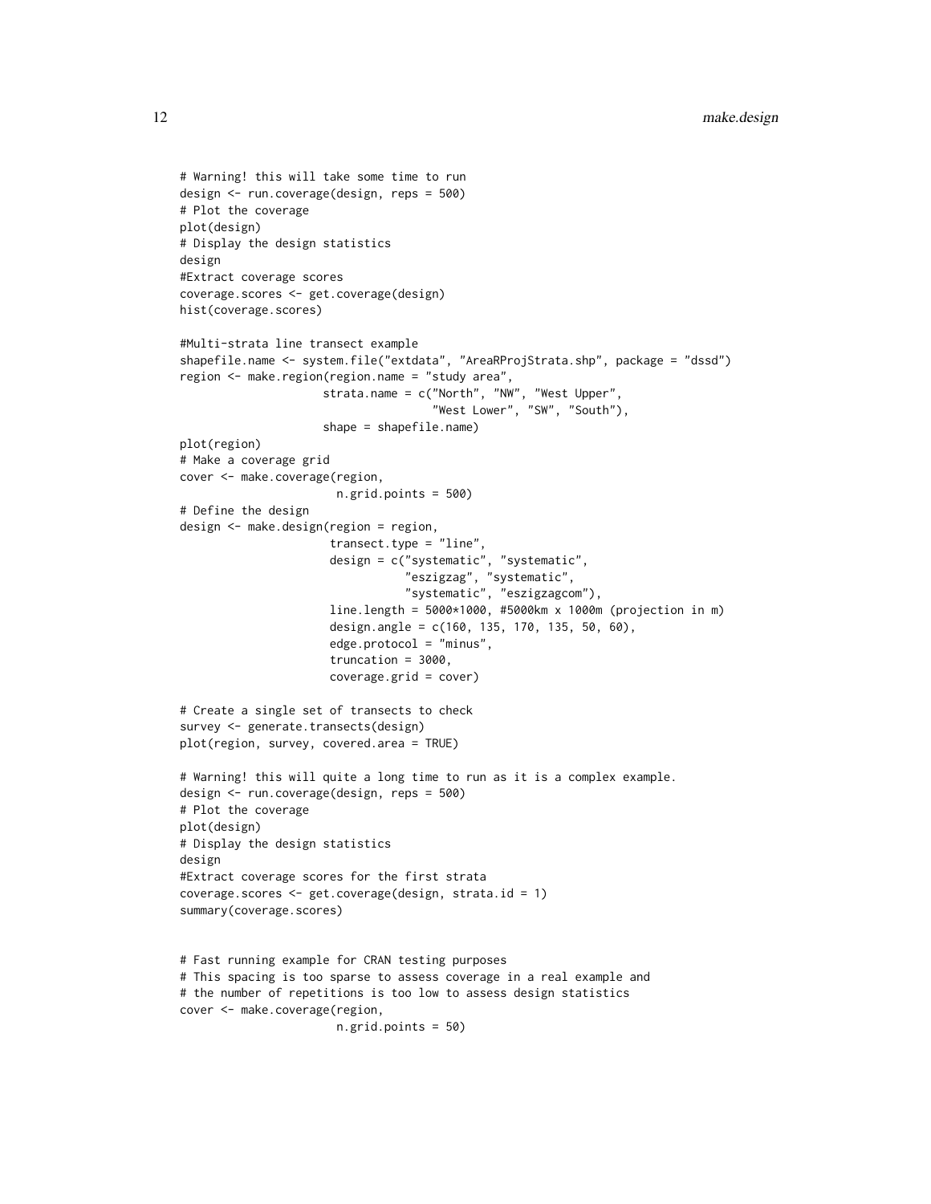```
# Warning! this will take some time to run
design <- run.coverage(design, reps = 500)
# Plot the coverage
plot(design)
# Display the design statistics
design
#Extract coverage scores
coverage.scores <- get.coverage(design)
hist(coverage.scores)

#Multi-strata line transect example
shapefile.name <- system.file("extdata", "AreaRProjStrata.shp", package = "dssd")
region <- make.region(region.name = "study area",
                     strata.name = c("North", "NW", "West Upper",
                                     "West Lower", "SW", "South"),
                     shape = shapefile.name)
plot(region)
# Make a coverage grid
cover <- make.coverage(region,
                       n.grid.points = 500)
# Define the design
design <- make.design(region = region,
                      transect.type = "line",
                      design = c("systematic", "systematic",
                                 "eszigzag", "systematic",
                                 "systematic", "eszigzagcom"),
                      line.length = 5000*1000, #5000km x 1000m (projection in m)
                      design.angle = c(160, 135, 170, 135, 50, 60),
                      edge.protocol = "minus",
                      truncation = 3000,
                      coverage.grid = cover)

# Create a single set of transects to check
survey <- generate.transects(design)
plot(region, survey, covered.area = TRUE)

# Warning! this will quite a long time to run as it is a complex example.
design <- run.coverage(design, reps = 500)
# Plot the coverage
plot(design)
# Display the design statistics
design
#Extract coverage scores for the first strata
coverage.scores <- get.coverage(design, strata.id = 1)
summary(coverage.scores)


# Fast running example for CRAN testing purposes
# This spacing is too sparse to assess coverage in a real example and
# the number of repetitions is too low to assess design statistics
cover <- make.coverage(region,
                       n.grid.points = 50)
```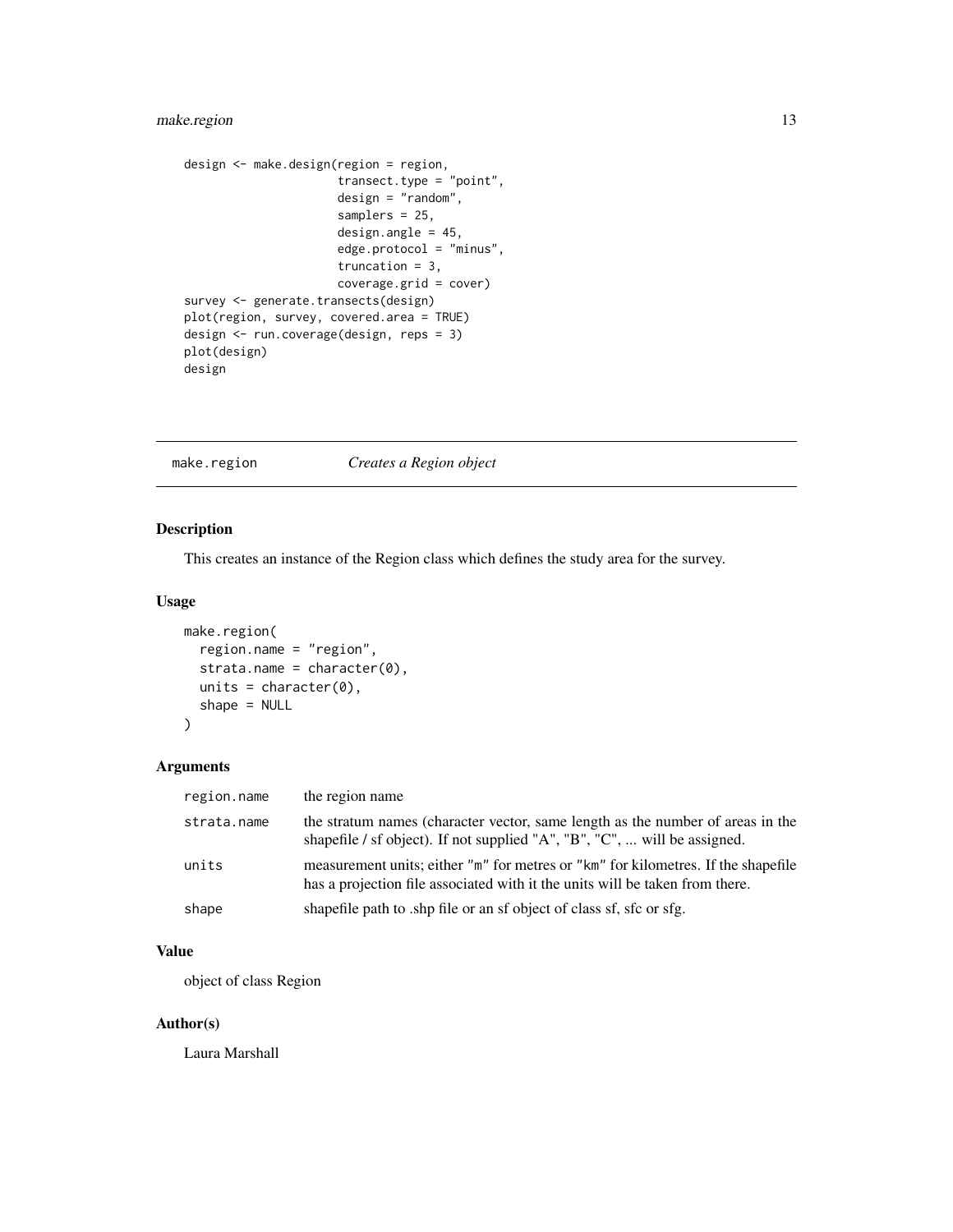```
design <- make.design(region = region,
                      transect.type = "point",
                      design = "random",
                      samplers = 25,
                      design.angle = 45,
                      edge.protocol = "minus",
                      truncation = 3,
                      coverage.grid = cover)
survey <- generate.transects(design)
plot(region, survey, covered.area = TRUE)
design <- run.coverage(design, reps = 3)
plot(design)
design
```

## make.region — *Creates a Region object*

### Description

This creates an instance of the Region class which defines the study area for the survey.

### Usage

```
make.region(
  region.name = "region",
  strata.name = character(0),
  units = character(0),
  shape = NULL
)
```

### Arguments

| | |
|---|---|
| `region.name` | the region name |
| `strata.name` | the stratum names (character vector, same length as the number of areas in the shapefile / sf object). If not supplied "A", "B", "C", ... will be assigned. |
| `units` | measurement units; either `"m"` for metres or `"km"` for kilometres. If the shapefile has a projection file associated with it the units will be taken from there. |
| `shape` | shapefile path to .shp file or an sf object of class sf, sfc or sfg. |

### Value

object of class Region

### Author(s)

Laura Marshall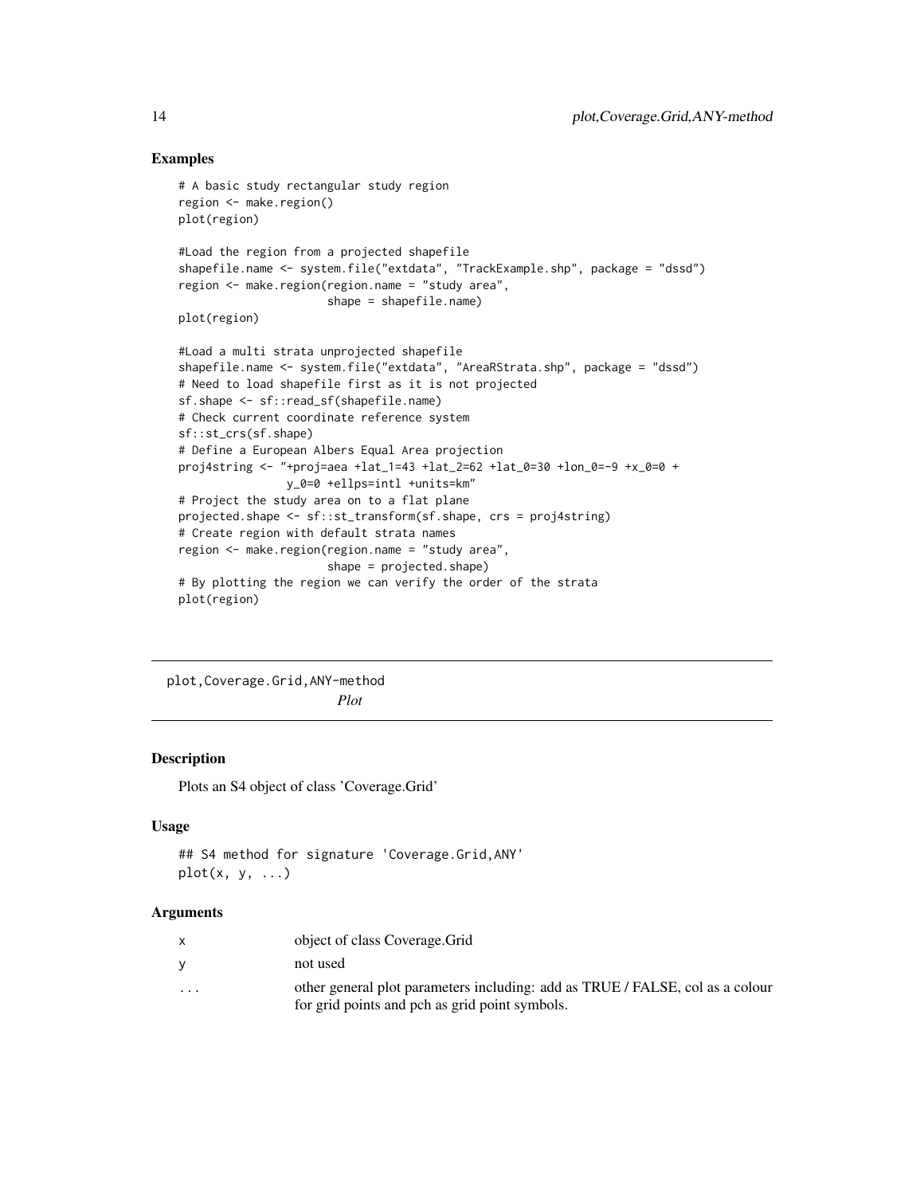## Examples

```
# A basic study rectangular study region
region <- make.region()
plot(region)

#Load the region from a projected shapefile
shapefile.name <- system.file("extdata", "TrackExample.shp", package = "dssd")
region <- make.region(region.name = "study area",
                      shape = shapefile.name)
plot(region)

#Load a multi strata unprojected shapefile
shapefile.name <- system.file("extdata", "AreaRStrata.shp", package = "dssd")
# Need to load shapefile first as it is not projected
sf.shape <- sf::read_sf(shapefile.name)
# Check current coordinate reference system
sf::st_crs(sf.shape)
# Define a European Albers Equal Area projection
proj4string <- "+proj=aea +lat_1=43 +lat_2=62 +lat_0=30 +lon_0=-9 +x_0=0 +
                y_0=0 +ellps=intl +units=km"
# Project the study area on to a flat plane
projected.shape <- sf::st_transform(sf.shape, crs = proj4string)
# Create region with default strata names
region <- make.region(region.name = "study area",
                      shape = projected.shape)
# By plotting the region we can verify the order of the strata
plot(region)
```

---

# plot,Coverage.Grid,ANY-method

*Plot*

## Description

Plots an S4 object of class 'Coverage.Grid'

## Usage

```
## S4 method for signature 'Coverage.Grid,ANY'
plot(x, y, ...)
```

## Arguments

| | |
|---|---|
| x | object of class Coverage.Grid |
| y | not used |
| ... | other general plot parameters including: add as TRUE / FALSE, col as a colour for grid points and pch as grid point symbols. |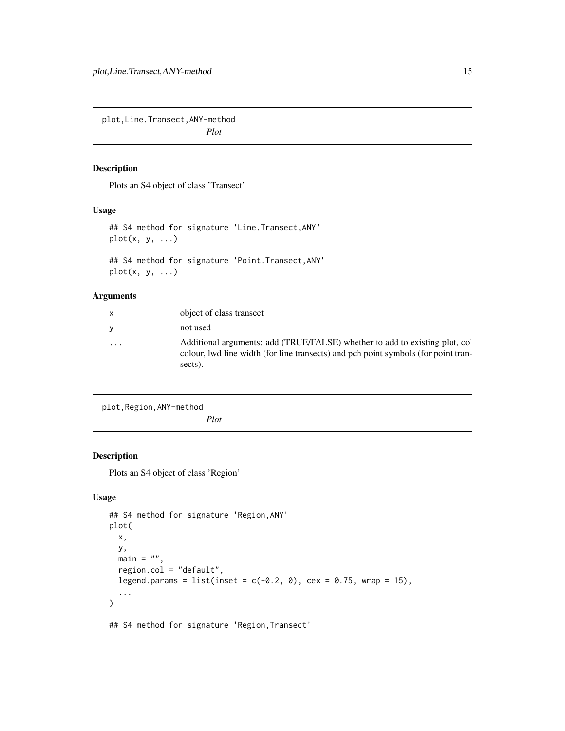## plot,Line.Transect,ANY-method

*Plot*

### Description

Plots an S4 object of class 'Transect'

### Usage

```
## S4 method for signature 'Line.Transect,ANY'
plot(x, y, ...)

## S4 method for signature 'Point.Transect,ANY'
plot(x, y, ...)
```

### Arguments

| | |
|---|---|
| x | object of class transect |
| y | not used |
| ... | Additional arguments: add (TRUE/FALSE) whether to add to existing plot, col colour, lwd line width (for line transects) and pch point symbols (for point transects). |

## plot,Region,ANY-method

*Plot*

### Description

Plots an S4 object of class 'Region'

### Usage

```
## S4 method for signature 'Region,ANY'
plot(
  x,
  y,
  main = "",
  region.col = "default",
  legend.params = list(inset = c(-0.2, 0), cex = 0.75, wrap = 15),
  ...
)

## S4 method for signature 'Region,Transect'
```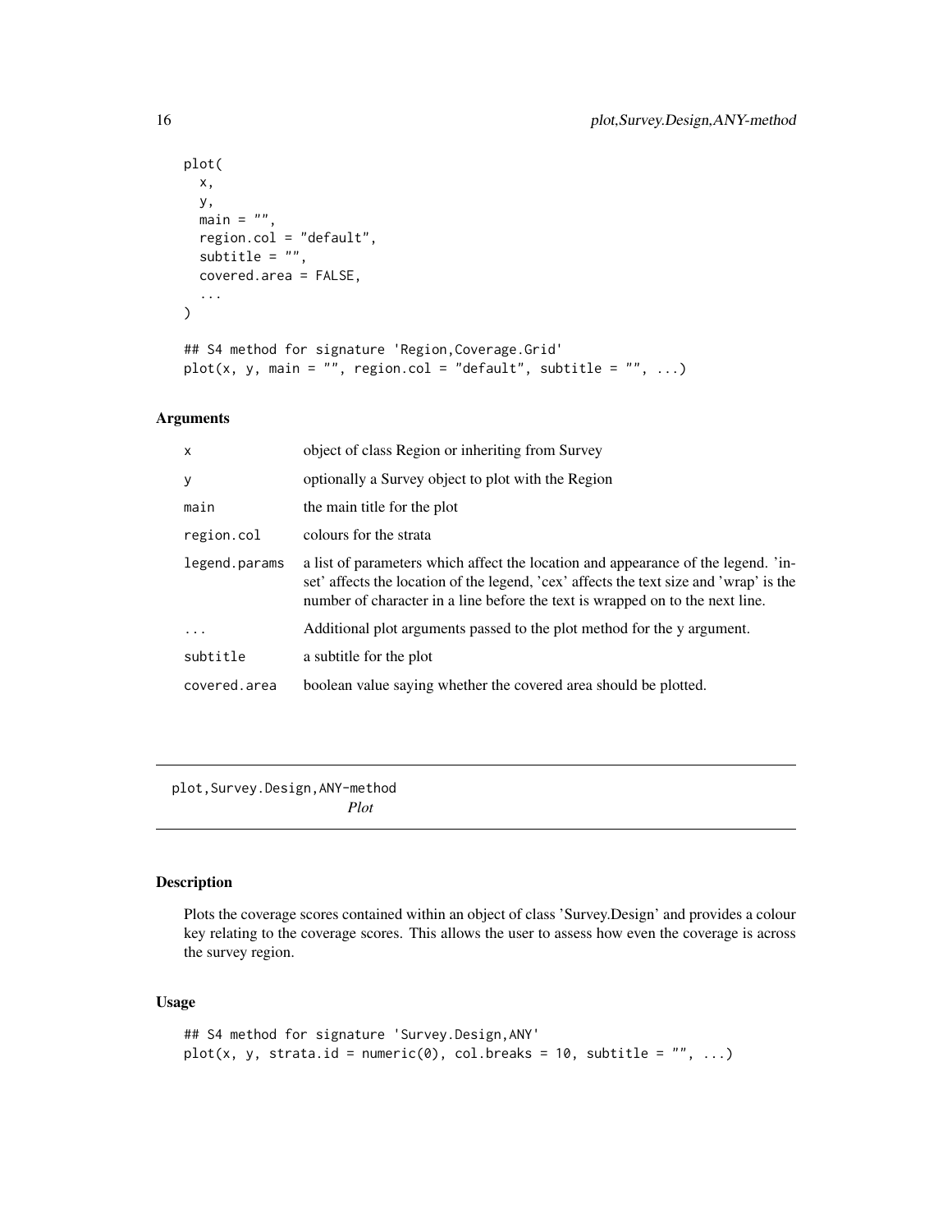```
plot(
  x,
  y,
  main = "",
  region.col = "default",
  subtitle = "",
  covered.area = FALSE,
  ...
)

## S4 method for signature 'Region,Coverage.Grid'
plot(x, y, main = "", region.col = "default", subtitle = "", ...)
```

### Arguments

| | |
|---|---|
| x | object of class Region or inheriting from Survey |
| y | optionally a Survey object to plot with the Region |
| main | the main title for the plot |
| region.col | colours for the strata |
| legend.params | a list of parameters which affect the location and appearance of the legend. 'inset' affects the location of the legend, 'cex' affects the text size and 'wrap' is the number of character in a line before the text is wrapped on to the next line. |
| ... | Additional plot arguments passed to the plot method for the y argument. |
| subtitle | a subtitle for the plot |
| covered.area | boolean value saying whether the covered area should be plotted. |

---

## plot,Survey.Design,ANY-method

*Plot*

---

### Description

Plots the coverage scores contained within an object of class 'Survey.Design' and provides a colour key relating to the coverage scores. This allows the user to assess how even the coverage is across the survey region.

### Usage

```
## S4 method for signature 'Survey.Design,ANY'
plot(x, y, strata.id = numeric(0), col.breaks = 10, subtitle = "", ...)
```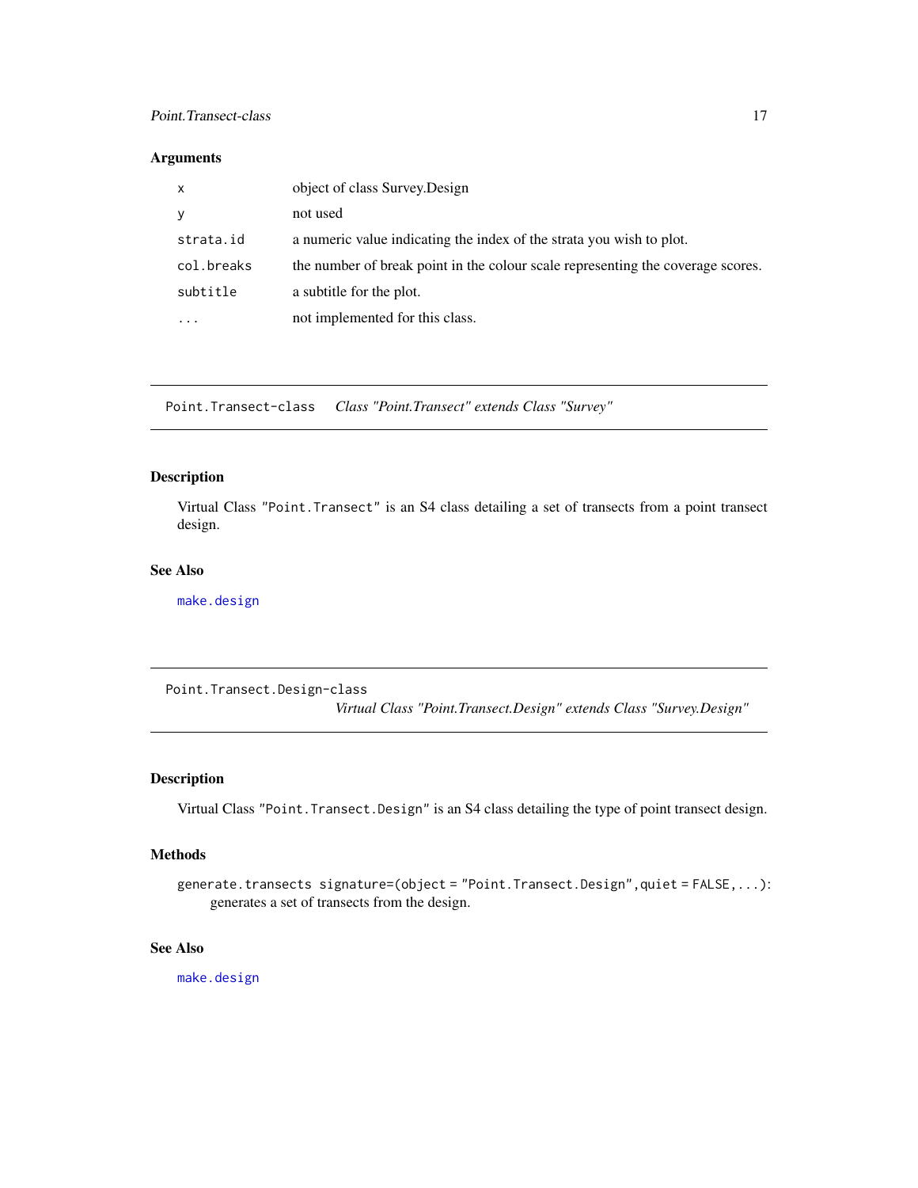## Arguments

| | |
|---|---|
| x | object of class Survey.Design |
| y | not used |
| strata.id | a numeric value indicating the index of the strata you wish to plot. |
| col.breaks | the number of break point in the colour scale representing the coverage scores. |
| subtitle | a subtitle for the plot. |
| ... | not implemented for this class. |

---

# Point.Transect-class *Class "Point.Transect" extends Class "Survey"*

## Description

Virtual Class "`Point.Transect`" is an S4 class detailing a set of transects from a point transect design.

## See Also

`make.design`

---

# Point.Transect.Design-class *Virtual Class "Point.Transect.Design" extends Class "Survey.Design"*

## Description

Virtual Class "`Point.Transect.Design`" is an S4 class detailing the type of point transect design.

## Methods

`generate.transects signature=(object = "Point.Transect.Design",quiet = FALSE,...)`: generates a set of transects from the design.

## See Also

`make.design`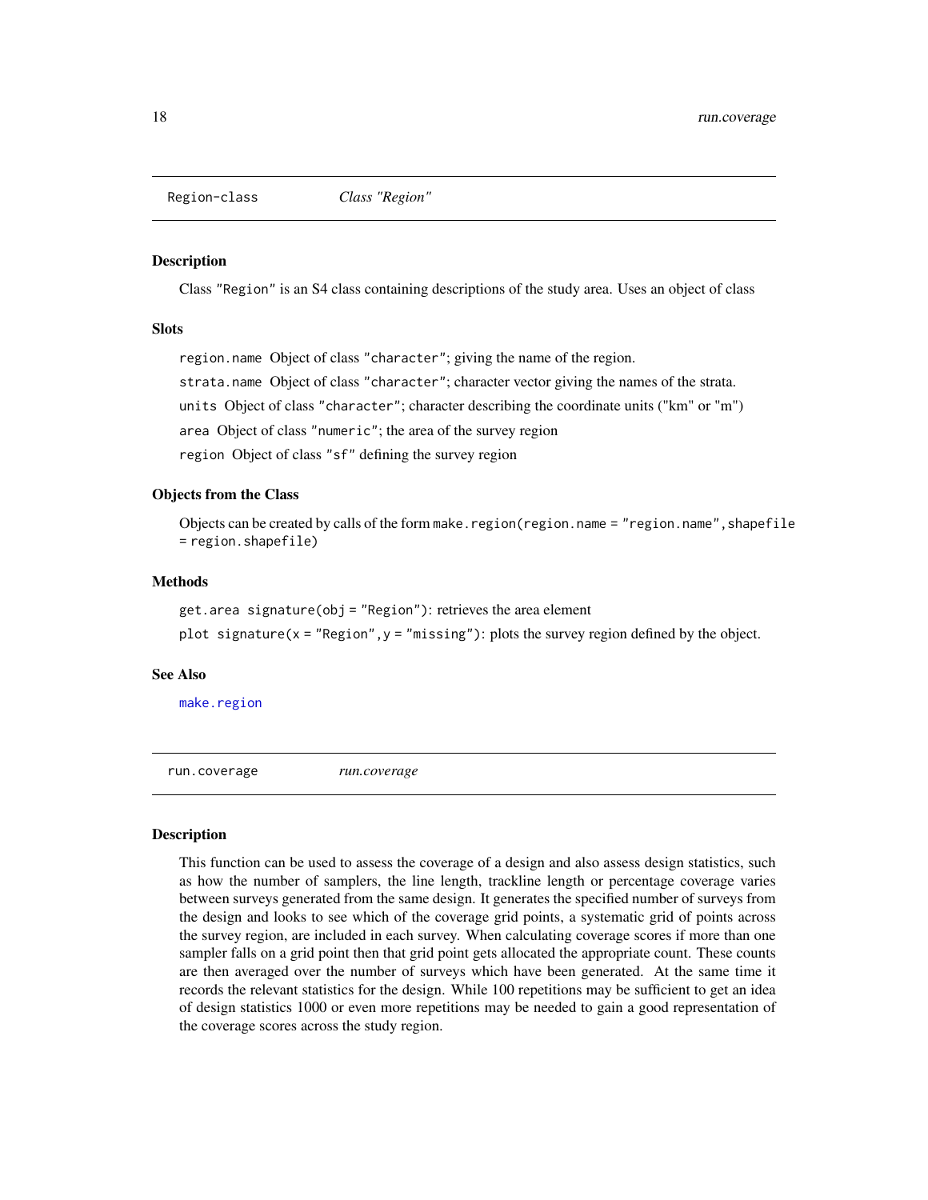## Region-class *Class "Region"*

### Description

Class "Region" is an S4 class containing descriptions of the study area. Uses an object of class

### Slots

`region.name` Object of class "character"; giving the name of the region.

`strata.name` Object of class "character"; character vector giving the names of the strata.

`units` Object of class "character"; character describing the coordinate units ("km" or "m")

`area` Object of class "numeric"; the area of the survey region

`region` Object of class "sf" defining the survey region

### Objects from the Class

Objects can be created by calls of the form `make.region(region.name = "region.name", shapefile = region.shapefile)`

### Methods

`get.area signature(obj = "Region")`: retrieves the area element

`plot signature(x = "Region", y = "missing")`: plots the survey region defined by the object.

### See Also

make.region

## run.coverage *run.coverage*

### Description

This function can be used to assess the coverage of a design and also assess design statistics, such as how the number of samplers, the line length, trackline length or percentage coverage varies between surveys generated from the same design. It generates the specified number of surveys from the design and looks to see which of the coverage grid points, a systematic grid of points across the survey region, are included in each survey. When calculating coverage scores if more than one sampler falls on a grid point then that grid point gets allocated the appropriate count. These counts are then averaged over the number of surveys which have been generated. At the same time it records the relevant statistics for the design. While 100 repetitions may be sufficient to get an idea of design statistics 1000 or even more repetitions may be needed to gain a good representation of the coverage scores across the study region.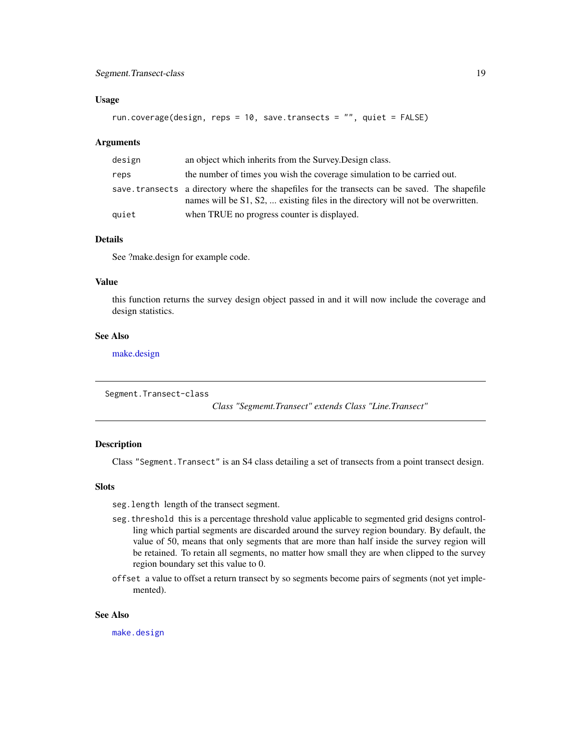### Usage

```
run.coverage(design, reps = 10, save.transects = "", quiet = FALSE)
```

### Arguments

| | |
|---|---|
| design | an object which inherits from the Survey.Design class. |
| reps | the number of times you wish the coverage simulation to be carried out. |
| save.transects | a directory where the shapefiles for the transects can be saved. The shapefile names will be S1, S2, ... existing files in the directory will not be overwritten. |
| quiet | when TRUE no progress counter is displayed. |

### Details

See ?make.design for example code.

### Value

this function returns the survey design object passed in and it will now include the coverage and design statistics.

### See Also

make.design

---

## Segment.Transect-class

*Class "Segmemt.Transect" extends Class "Line.Transect"*

---

### Description

Class "`Segment.Transect`" is an S4 class detailing a set of transects from a point transect design.

### Slots

- `seg.length` length of the transect segment.
- `seg.threshold` this is a percentage threshold value applicable to segmented grid designs controlling which partial segments are discarded around the survey region boundary. By default, the value of 50, means that only segments that are more than half inside the survey region will be retained. To retain all segments, no matter how small they are when clipped to the survey region boundary set this value to 0.
- `offset` a value to offset a return transect by so segments become pairs of segments (not yet implemented).

### See Also

`make.design`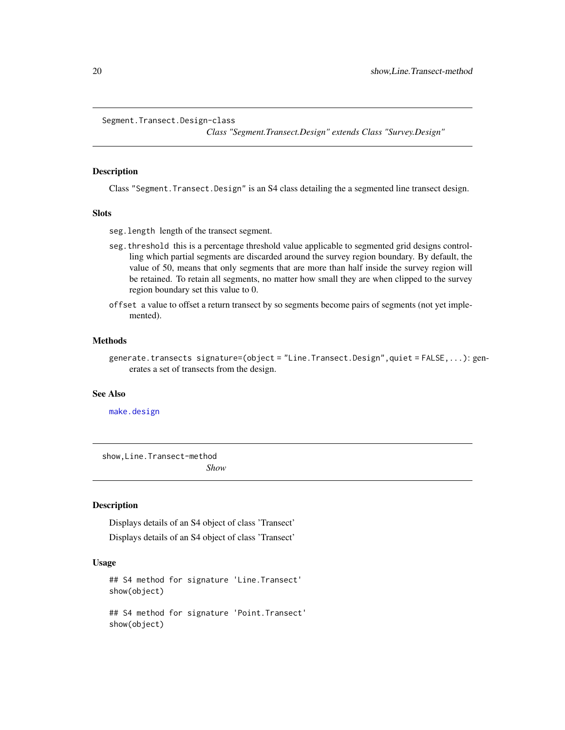## Segment.Transect.Design-class

*Class "Segment.Transect.Design" extends Class "Survey.Design"*

### Description

Class "`Segment.Transect.Design`" is an S4 class detailing the a segmented line transect design.

### Slots

`seg.length` length of the transect segment.

`seg.threshold` this is a percentage threshold value applicable to segmented grid designs controlling which partial segments are discarded around the survey region boundary. By default, the value of 50, means that only segments that are more than half inside the survey region will be retained. To retain all segments, no matter how small they are when clipped to the survey region boundary set this value to 0.

`offset` a value to offset a return transect by so segments become pairs of segments (not yet implemented).

### Methods

`generate.transects signature=(object = "Line.Transect.Design",quiet = FALSE,...)`: generates a set of transects from the design.

### See Also

`make.design`

## show,Line.Transect-method

*Show*

### Description

Displays details of an S4 object of class 'Transect'

Displays details of an S4 object of class 'Transect'

### Usage

```
## S4 method for signature 'Line.Transect'
show(object)

## S4 method for signature 'Point.Transect'
show(object)
```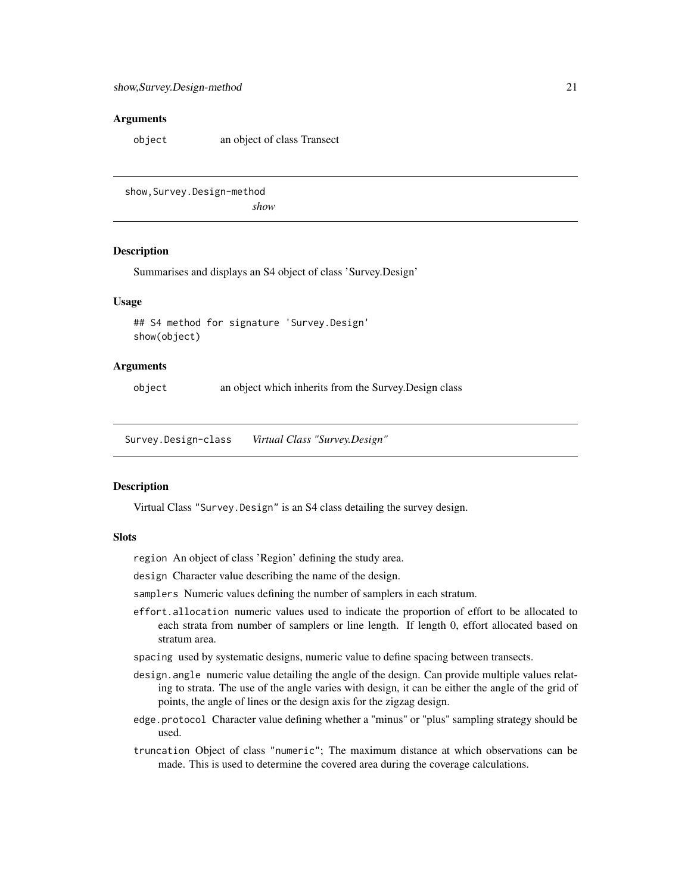### Arguments

`object` an object of class Transect

---

## show,Survey.Design-method

*show*

### Description

Summarises and displays an S4 object of class 'Survey.Design'

### Usage

```
## S4 method for signature 'Survey.Design'
show(object)
```

### Arguments

`object` an object which inherits from the Survey.Design class

---

## Survey.Design-class *Virtual Class "Survey.Design"*

### Description

Virtual Class "`Survey.Design`" is an S4 class detailing the survey design.

### Slots

- `region` An object of class 'Region' defining the study area.
- `design` Character value describing the name of the design.
- `samplers` Numeric values defining the number of samplers in each stratum.
- `effort.allocation` numeric values used to indicate the proportion of effort to be allocated to each strata from number of samplers or line length. If length 0, effort allocated based on stratum area.
- `spacing` used by systematic designs, numeric value to define spacing between transects.
- `design.angle` numeric value detailing the angle of the design. Can provide multiple values relating to strata. The use of the angle varies with design, it can be either the angle of the grid of points, the angle of lines or the design axis for the zigzag design.
- `edge.protocol` Character value defining whether a "minus" or "plus" sampling strategy should be used.
- `truncation` Object of class "`numeric`"; The maximum distance at which observations can be made. This is used to determine the covered area during the coverage calculations.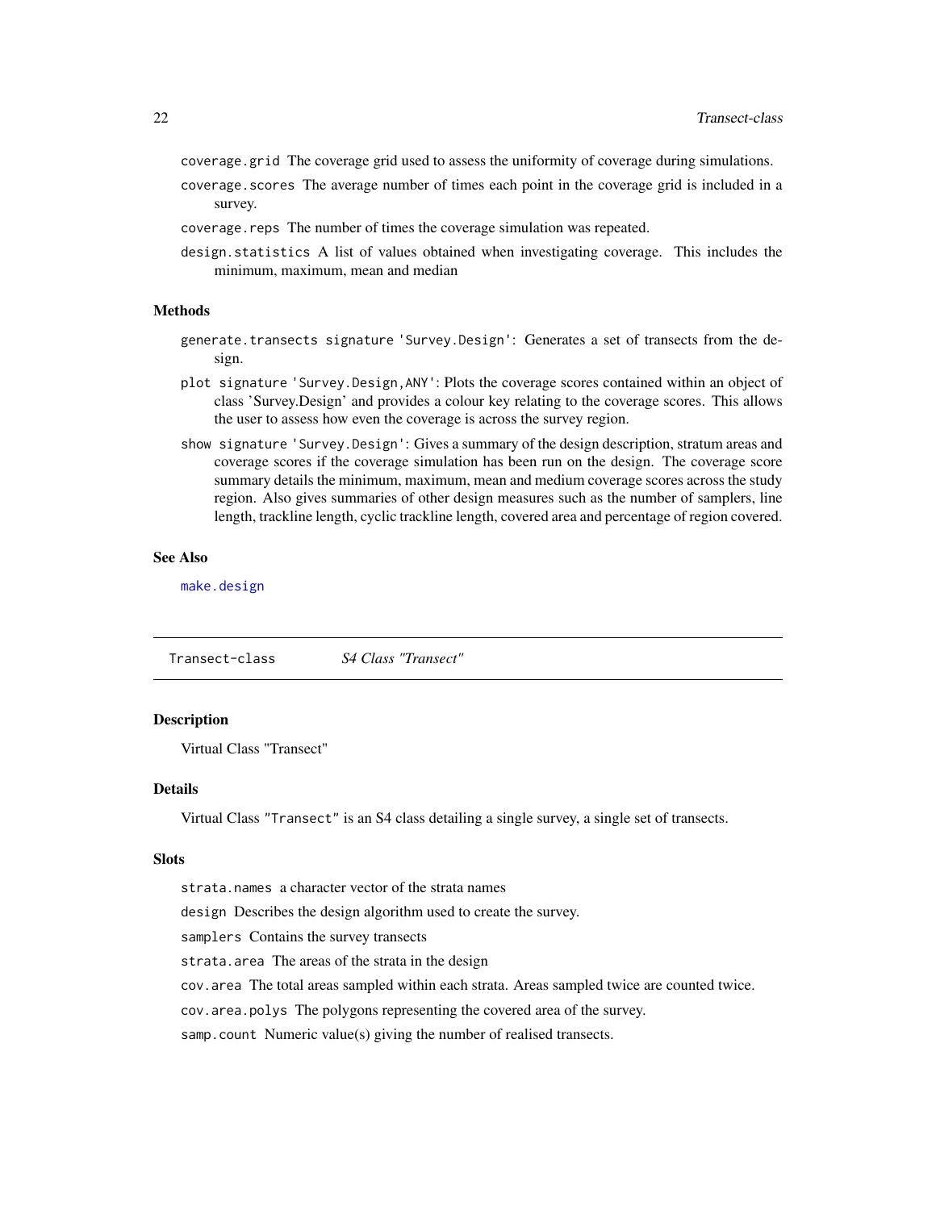coverage.grid The coverage grid used to assess the uniformity of coverage during simulations.

coverage.scores The average number of times each point in the coverage grid is included in a survey.

coverage.reps The number of times the coverage simulation was repeated.

design.statistics A list of values obtained when investigating coverage. This includes the minimum, maximum, mean and median

### Methods

generate.transects signature 'Survey.Design': Generates a set of transects from the design.

plot signature 'Survey.Design,ANY': Plots the coverage scores contained within an object of class 'Survey.Design' and provides a colour key relating to the coverage scores. This allows the user to assess how even the coverage is across the survey region.

show signature 'Survey.Design': Gives a summary of the design description, stratum areas and coverage scores if the coverage simulation has been run on the design. The coverage score summary details the minimum, maximum, mean and medium coverage scores across the study region. Also gives summaries of other design measures such as the number of samplers, line length, trackline length, cyclic trackline length, covered area and percentage of region covered.

### See Also

make.design

---

## Transect-class *S4 Class "Transect"*

### Description

Virtual Class "Transect"

### Details

Virtual Class "Transect" is an S4 class detailing a single survey, a single set of transects.

### Slots

strata.names a character vector of the strata names

design Describes the design algorithm used to create the survey.

samplers Contains the survey transects

strata.area The areas of the strata in the design

cov.area The total areas sampled within each strata. Areas sampled twice are counted twice.

cov.area.polys The polygons representing the covered area of the survey.

samp.count Numeric value(s) giving the number of realised transects.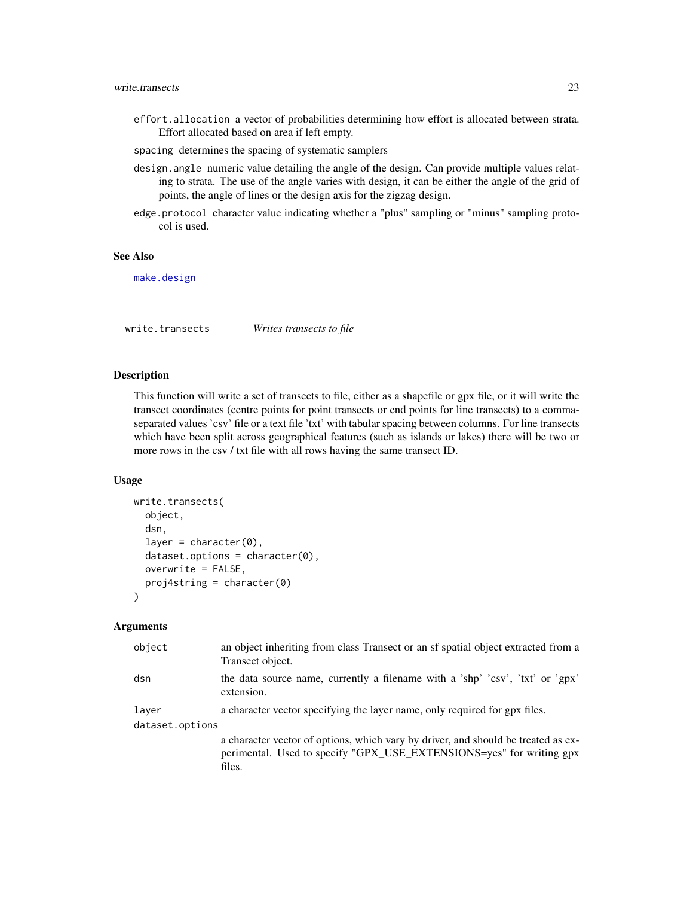effort.allocation a vector of probabilities determining how effort is allocated between strata. Effort allocated based on area if left empty.

spacing determines the spacing of systematic samplers

design.angle numeric value detailing the angle of the design. Can provide multiple values relating to strata. The use of the angle varies with design, it can be either the angle of the grid of points, the angle of lines or the design axis for the zigzag design.

edge.protocol character value indicating whether a "plus" sampling or "minus" sampling protocol is used.

### See Also

make.design

---

## write.transects *Writes transects to file*

### Description

This function will write a set of transects to file, either as a shapefile or gpx file, or it will write the transect coordinates (centre points for point transects or end points for line transects) to a comma-separated values 'csv' file or a text file 'txt' with tabular spacing between columns. For line transects which have been split across geographical features (such as islands or lakes) there will be two or more rows in the csv / txt file with all rows having the same transect ID.

### Usage

```
write.transects(
  object,
  dsn,
  layer = character(0),
  dataset.options = character(0),
  overwrite = FALSE,
  proj4string = character(0)
)
```

### Arguments

| | |
|---|---|
| object | an object inheriting from class Transect or an sf spatial object extracted from a Transect object. |
| dsn | the data source name, currently a filename with a 'shp' 'csv', 'txt' or 'gpx' extension. |
| layer | a character vector specifying the layer name, only required for gpx files. |
| dataset.options | a character vector of options, which vary by driver, and should be treated as experimental. Used to specify "GPX_USE_EXTENSIONS=yes" for writing gpx files. |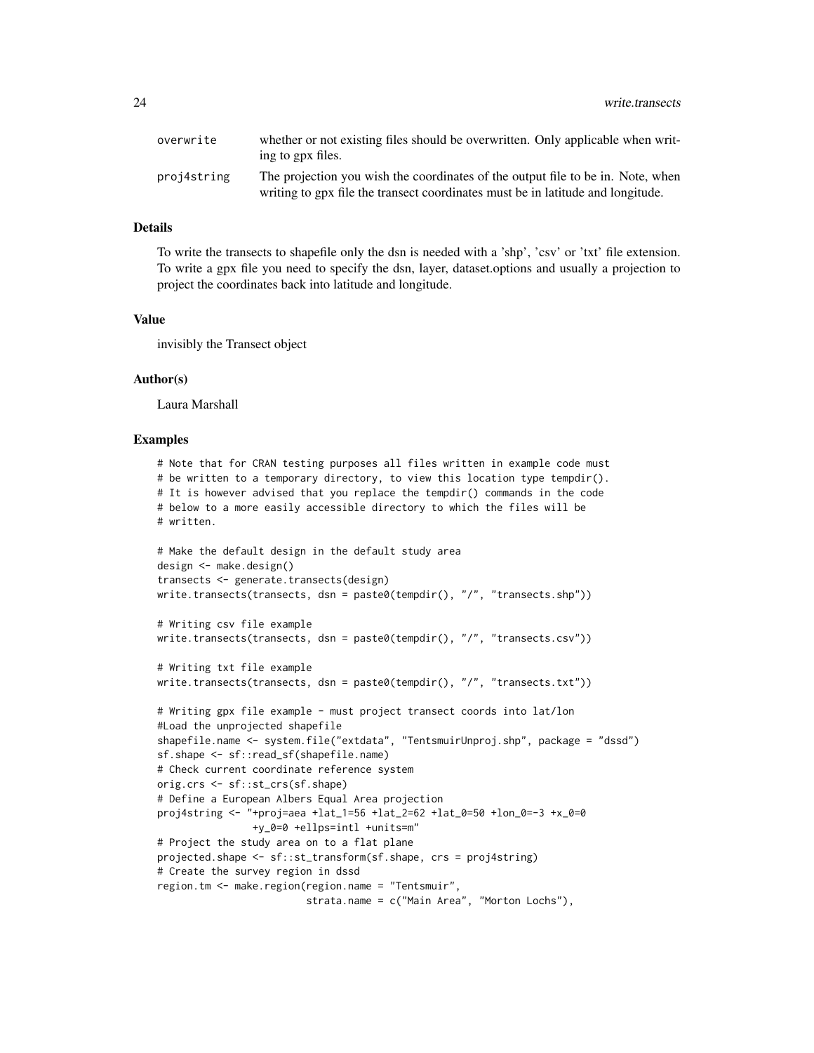| | |
|---|---|
| overwrite | whether or not existing files should be overwritten. Only applicable when writing to gpx files. |
| proj4string | The projection you wish the coordinates of the output file to be in. Note, when writing to gpx file the transect coordinates must be in latitude and longitude. |

### Details

To write the transects to shapefile only the dsn is needed with a 'shp', 'csv' or 'txt' file extension. To write a gpx file you need to specify the dsn, layer, dataset.options and usually a projection to project the coordinates back into latitude and longitude.

### Value

invisibly the Transect object

### Author(s)

Laura Marshall

### Examples

```
# Note that for CRAN testing purposes all files written in example code must
# be written to a temporary directory, to view this location type tempdir().
# It is however advised that you replace the tempdir() commands in the code
# below to a more easily accessible directory to which the files will be
# written.

# Make the default design in the default study area
design <- make.design()
transects <- generate.transects(design)
write.transects(transects, dsn = paste0(tempdir(), "/", "transects.shp"))

# Writing csv file example
write.transects(transects, dsn = paste0(tempdir(), "/", "transects.csv"))

# Writing txt file example
write.transects(transects, dsn = paste0(tempdir(), "/", "transects.txt"))

# Writing gpx file example - must project transect coords into lat/lon
#Load the unprojected shapefile
shapefile.name <- system.file("extdata", "TentsmuirUnproj.shp", package = "dssd")
sf.shape <- sf::read_sf(shapefile.name)
# Check current coordinate reference system
orig.crs <- sf::st_crs(sf.shape)
# Define a European Albers Equal Area projection
proj4string <- "+proj=aea +lat_1=56 +lat_2=62 +lat_0=50 +lon_0=-3 +x_0=0
               +y_0=0 +ellps=intl +units=m"
# Project the study area on to a flat plane
projected.shape <- sf::st_transform(sf.shape, crs = proj4string)
# Create the survey region in dssd
region.tm <- make.region(region.name = "Tentsmuir",
                         strata.name = c("Main Area", "Morton Lochs"),
```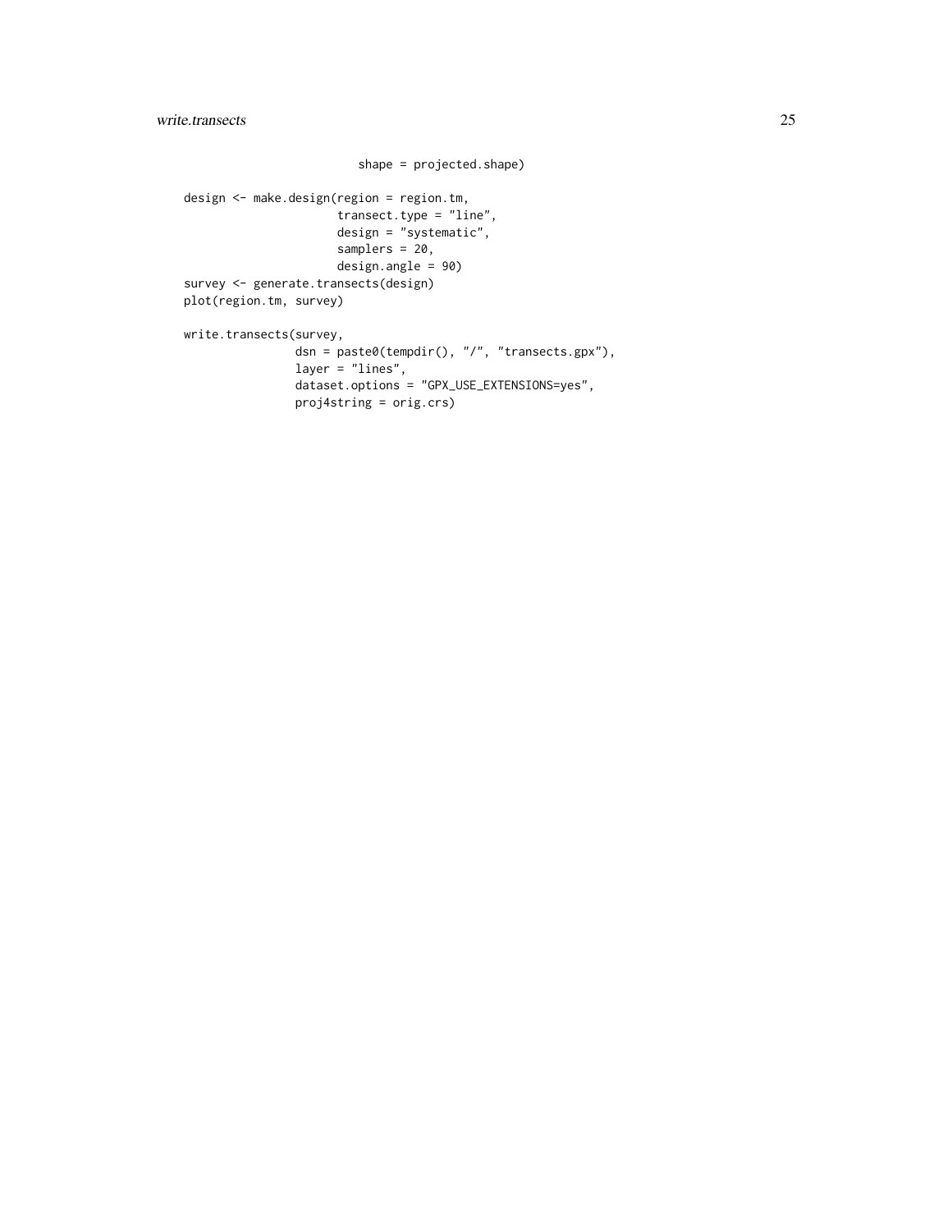```
                         shape = projected.shape)

design <- make.design(region = region.tm,
                      transect.type = "line",
                      design = "systematic",
                      samplers = 20,
                      design.angle = 90)
survey <- generate.transects(design)
plot(region.tm, survey)

write.transects(survey,
                dsn = paste0(tempdir(), "/", "transects.gpx"),
                layer = "lines",
                dataset.options = "GPX_USE_EXTENSIONS=yes",
                proj4string = orig.crs)
```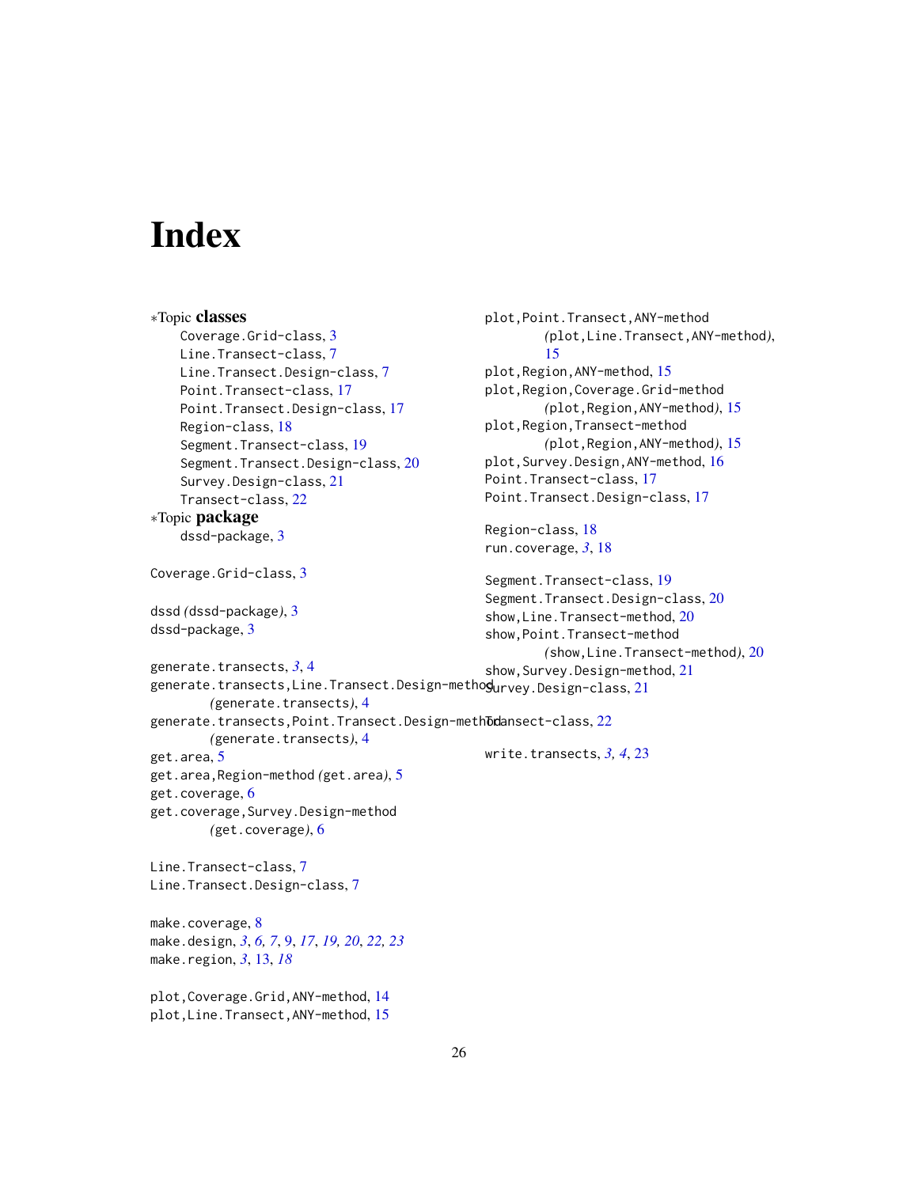# Index

∗Topic **classes**
- Coverage.Grid-class, 3
- Line.Transect-class, 7
- Line.Transect.Design-class, 7
- Point.Transect-class, 17
- Point.Transect.Design-class, 17
- Region-class, 18
- Segment.Transect-class, 19
- Segment.Transect.Design-class, 20
- Survey.Design-class, 21
- Transect-class, 22

∗Topic **package**
- dssd-package, 3

Coverage.Grid-class, 3

dssd *(*dssd-package*)*, 3
dssd-package, 3

generate.transects, *3*, 4
generate.transects,Line.Transect.Design-method *(*generate.transects*)*, 4
generate.transects,Point.Transect.Design-method *(*generate.transects*)*, 4
get.area, 5
get.area,Region-method *(*get.area*)*, 5
get.coverage, 6
get.coverage,Survey.Design-method *(*get.coverage*)*, 6

Line.Transect-class, 7
Line.Transect.Design-class, 7

make.coverage, 8
make.design, *3*, *6, 7*, 9, *17*, *19, 20*, *22, 23*
make.region, *3*, 13, *18*

plot,Coverage.Grid,ANY-method, 14
plot,Line.Transect,ANY-method, 15
plot,Point.Transect,ANY-method *(*plot,Line.Transect,ANY-method*)*, 15
plot,Region,ANY-method, 15
plot,Region,Coverage.Grid-method *(*plot,Region,ANY-method*)*, 15
plot,Region,Transect-method *(*plot,Region,ANY-method*)*, 15
plot,Survey.Design,ANY-method, 16
Point.Transect-class, 17
Point.Transect.Design-class, 17

Region-class, 18
run.coverage, *3*, 18

Segment.Transect-class, 19
Segment.Transect.Design-class, 20
show,Line.Transect-method, 20
show,Point.Transect-method *(*show,Line.Transect-method*)*, 20
show,Survey.Design-method, 21
Survey.Design-class, 21

Transect-class, 22

write.transects, *3, 4*, 23